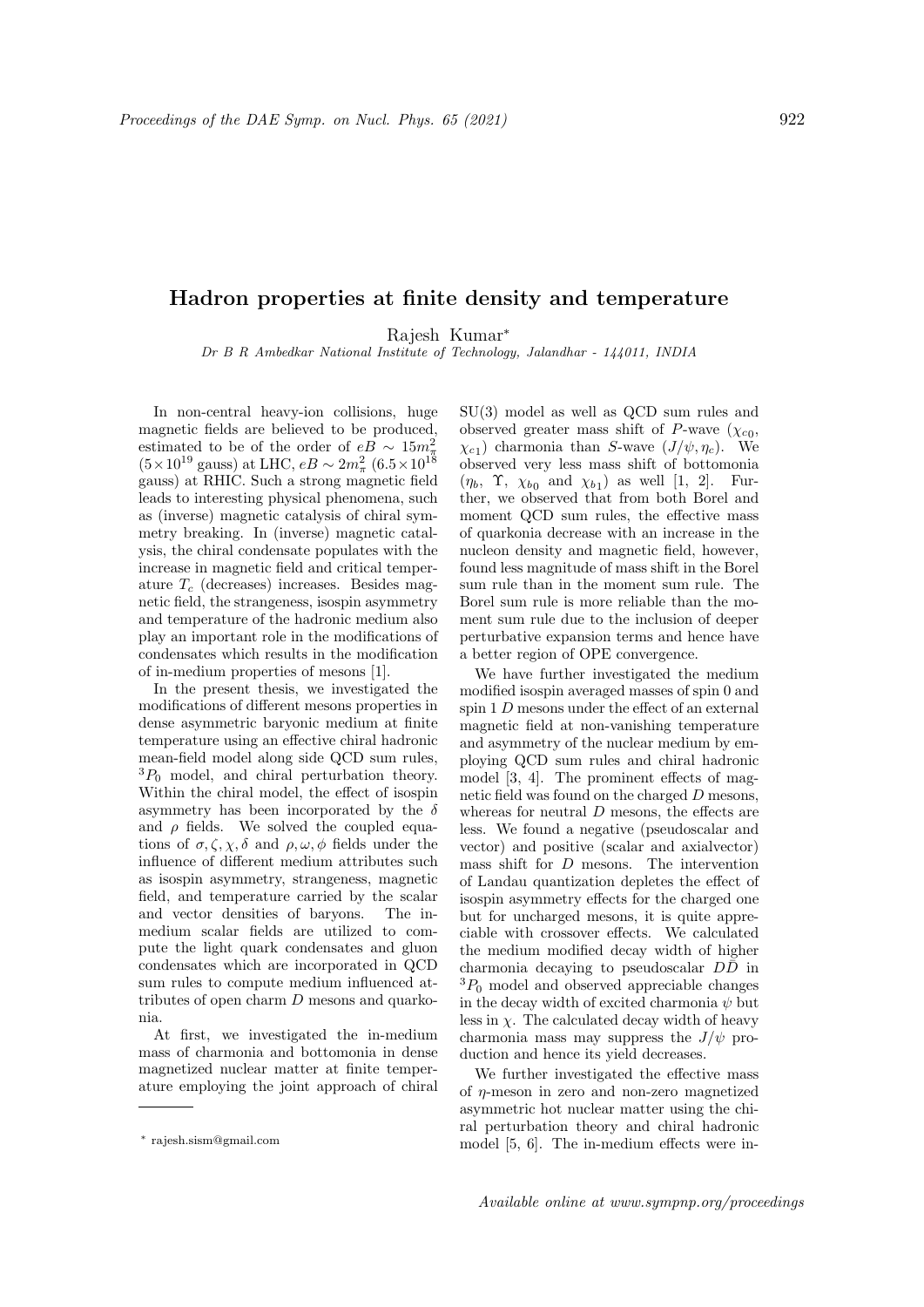# Hadron properties at finite density and temperature

Rajesh Kumar*

*Dr B R Ambedkar National Institute of Technology, Jalandhar - 144011, INDIA*

In non-central heavy-ion collisions, huge magnetic fields are believed to be produced, estimated to be of the order of $eB \sim 15m_\pi^2$ ($5\times10^{19}$ gauss) at LHC, $eB \sim 2m_\pi^2$ ($6.5\times10^{18}$ gauss) at RHIC. Such a strong magnetic field leads to interesting physical phenomena, such as (inverse) magnetic catalysis of chiral symmetry breaking. In (inverse) magnetic catalysis, the chiral condensate populates with the increase in magnetic field and critical temperature $T_c$ (decreases) increases. Besides magnetic field, the strangeness, isospin asymmetry and temperature of the hadronic medium also play an important role in the modifications of condensates which results in the modification of in-medium properties of mesons [1].

In the present thesis, we investigated the modifications of different mesons properties in dense asymmetric baryonic medium at finite temperature using an effective chiral hadronic mean-field model along side QCD sum rules, $^3P_0$ model, and chiral perturbation theory. Within the chiral model, the effect of isospin asymmetry has been incorporated by the $\delta$ and $\rho$ fields. We solved the coupled equations of $\sigma, \zeta, \chi, \delta$ and $\rho, \omega, \phi$ fields under the influence of different medium attributes such as isospin asymmetry, strangeness, magnetic field, and temperature carried by the scalar and vector densities of baryons. The in-medium scalar fields are utilized to compute the light quark condensates and gluon condensates which are incorporated in QCD sum rules to compute medium influenced attributes of open charm $D$ mesons and quarkonia.

At first, we investigated the in-medium mass of charmonia and bottomonia in dense magnetized nuclear matter at finite temperature employing the joint approach of chiral SU(3) model as well as QCD sum rules and observed greater mass shift of $P$-wave ($\chi_{c0}$, $\chi_{c1}$) charmonia than $S$-wave ($J/\psi, \eta_c$). We observed very less mass shift of bottomonia ($\eta_b$, $\Upsilon$, $\chi_{b0}$ and $\chi_{b1}$) as well [1, 2]. Further, we observed that from both Borel and moment QCD sum rules, the effective mass of quarkonia decrease with an increase in the nucleon density and magnetic field, however, found less magnitude of mass shift in the Borel sum rule than in the moment sum rule. The Borel sum rule is more reliable than the moment sum rule due to the inclusion of deeper perturbative expansion terms and hence have a better region of OPE convergence.

We have further investigated the medium modified isospin averaged masses of spin 0 and spin 1 $D$ mesons under the effect of an external magnetic field at non-vanishing temperature and asymmetry of the nuclear medium by employing QCD sum rules and chiral hadronic model [3, 4]. The prominent effects of magnetic field was found on the charged $D$ mesons, whereas for neutral $D$ mesons, the effects are less. We found a negative (pseudoscalar and vector) and positive (scalar and axialvector) mass shift for $D$ mesons. The intervention of Landau quantization depletes the effect of isospin asymmetry effects for the charged one but for uncharged mesons, it is quite appreciable with crossover effects. We calculated the medium modified decay width of higher charmonia decaying to pseudoscalar $D\bar{D}$ in $^3P_0$ model and observed appreciable changes in the decay width of excited charmonia $\psi$ but less in $\chi$. The calculated decay width of heavy charmonia mass may suppress the $J/\psi$ production and hence its yield decreases.

We further investigated the effective mass of $\eta$-meson in zero and non-zero magnetized asymmetric hot nuclear matter using the chiral perturbation theory and chiral hadronic model [5, 6]. The in-medium effects were in-

---

* rajesh.sism@gmail.com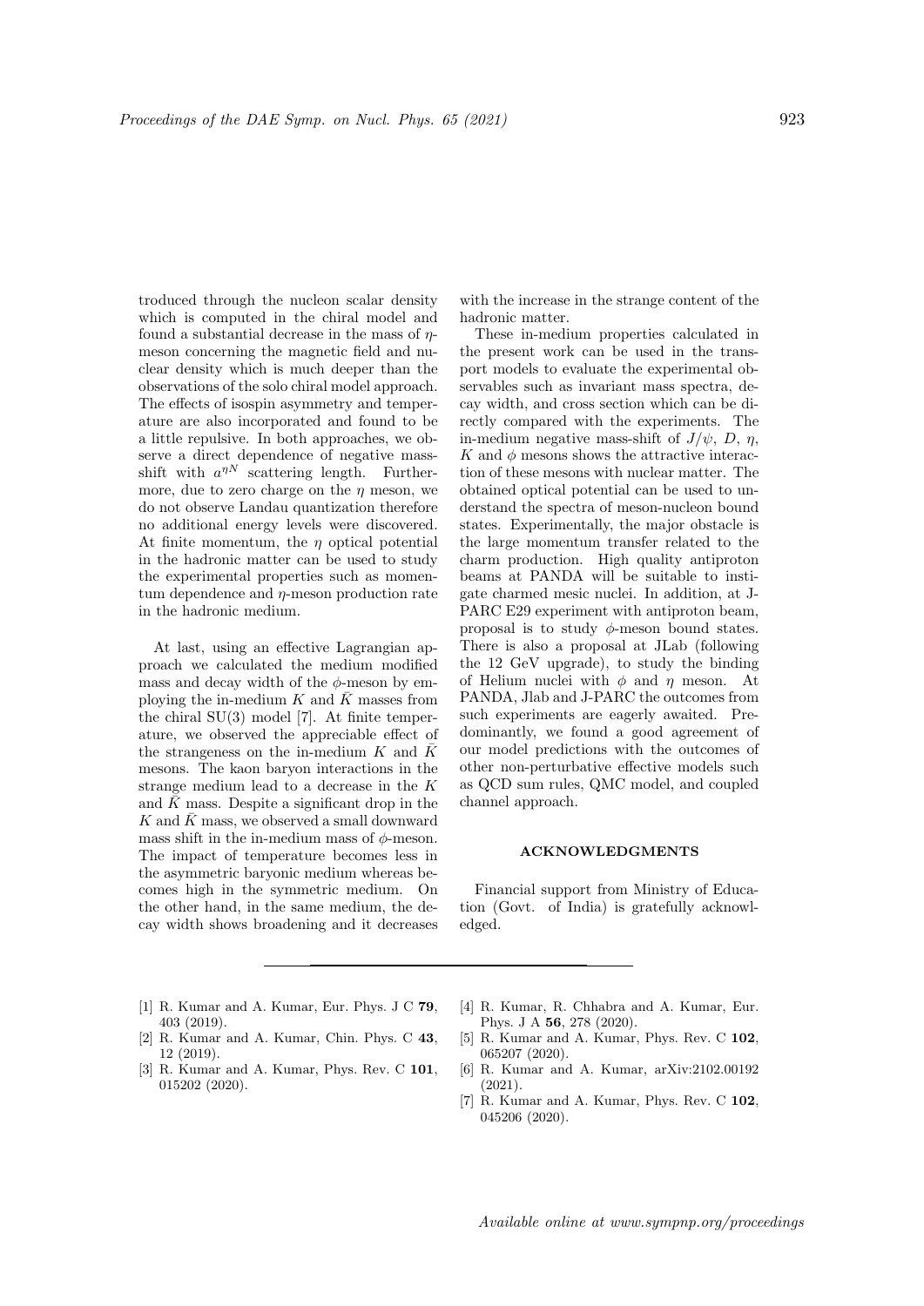troduced through the nucleon scalar density which is computed in the chiral model and found a substantial decrease in the mass of $\eta$-meson concerning the magnetic field and nuclear density which is much deeper than the observations of the solo chiral model approach. The effects of isospin asymmetry and temperature are also incorporated and found to be a little repulsive. In both approaches, we observe a direct dependence of negative mass-shift with $a^{\eta N}$ scattering length. Furthermore, due to zero charge on the $\eta$ meson, we do not observe Landau quantization therefore no additional energy levels were discovered. At finite momentum, the $\eta$ optical potential in the hadronic matter can be used to study the experimental properties such as momentum dependence and $\eta$-meson production rate in the hadronic medium.

At last, using an effective Lagrangian approach we calculated the medium modified mass and decay width of the $\phi$-meson by employing the in-medium $K$ and $\bar{K}$ masses from the chiral SU(3) model [7]. At finite temperature, we observed the appreciable effect of the strangeness on the in-medium $K$ and $\bar{K}$ mesons. The kaon baryon interactions in the strange medium lead to a decrease in the $K$ and $\bar{K}$ mass. Despite a significant drop in the $K$ and $\bar{K}$ mass, we observed a small downward mass shift in the in-medium mass of $\phi$-meson. The impact of temperature becomes less in the asymmetric baryonic medium whereas becomes high in the symmetric medium. On the other hand, in the same medium, the decay width shows broadening and it decreases with the increase in the strange content of the hadronic matter.

These in-medium properties calculated in the present work can be used in the transport models to evaluate the experimental observables such as invariant mass spectra, decay width, and cross section which can be directly compared with the experiments. The in-medium negative mass-shift of $J/\psi$, $D$, $\eta$, $K$ and $\phi$ mesons shows the attractive interaction of these mesons with nuclear matter. The obtained optical potential can be used to understand the spectra of meson-nucleon bound states. Experimentally, the major obstacle is the large momentum transfer related to the charm production. High quality antiproton beams at PANDA will be suitable to instigate charmed mesic nuclei. In addition, at J-PARC E29 experiment with antiproton beam, proposal is to study $\phi$-meson bound states. There is also a proposal at JLab (following the 12 GeV upgrade), to study the binding of Helium nuclei with $\phi$ and $\eta$ meson. At PANDA, Jlab and J-PARC the outcomes from such experiments are eagerly awaited. Predominantly, we found a good agreement of our model predictions with the outcomes of other non-perturbative effective models such as QCD sum rules, QMC model, and coupled channel approach.

## ACKNOWLEDGMENTS

Financial support from Ministry of Education (Govt. of India) is gratefully acknowledged.

---

[1] R. Kumar and A. Kumar, Eur. Phys. J C **79**, 403 (2019).

[2] R. Kumar and A. Kumar, Chin. Phys. C **43**, 12 (2019).

[3] R. Kumar and A. Kumar, Phys. Rev. C **101**, 015202 (2020).

[4] R. Kumar, R. Chhabra and A. Kumar, Eur. Phys. J A **56**, 278 (2020).

[5] R. Kumar and A. Kumar, Phys. Rev. C **102**, 065207 (2020).

[6] R. Kumar and A. Kumar, arXiv:2102.00192 (2021).

[7] R. Kumar and A. Kumar, Phys. Rev. C **102**, 045206 (2020).

*Available online at www.sympnp.org/proceedings*